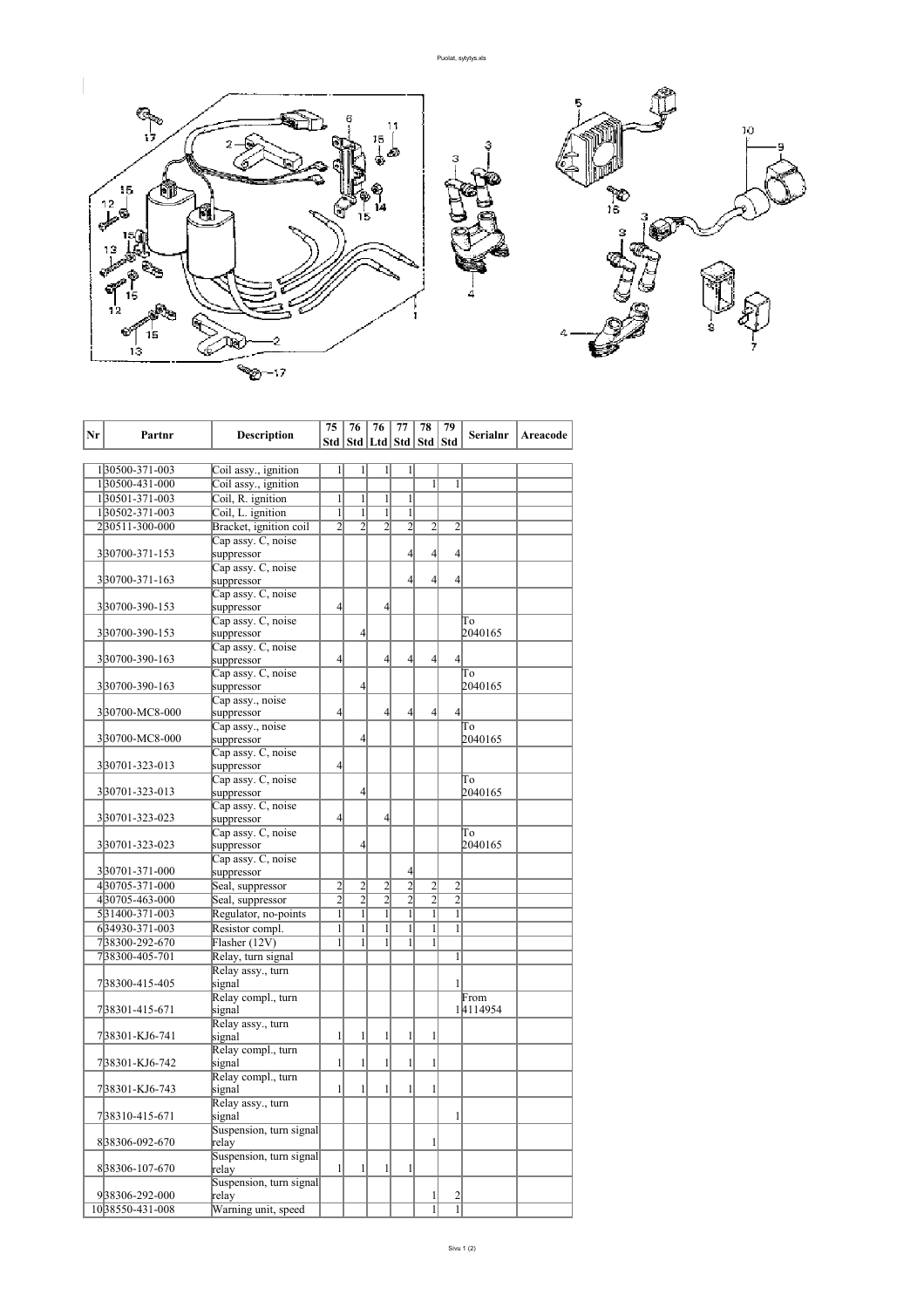| Nr | Partnr | Description | 75 Std | 76 Std | 76 Ltd | 77 Std | 78 Std | 79 Std | Serialnr | Areacode |
|---|---|---|---|---|---|---|---|---|---|---|
| 1 | 30500-371-003 | Coil assy., ignition | 1 | 1 | 1 | 1 | | | | |
| 1 | 30500-431-000 | Coil assy., ignition | | | | | 1 | 1 | | |
| 1 | 30501-371-003 | Coil, R. ignition | 1 | 1 | 1 | 1 | | | | |
| 1 | 30502-371-003 | Coil, L. ignition | 1 | 1 | 1 | 1 | | | | |
| 2 | 30511-300-000 | Bracket, ignition coil | 2 | 2 | 2 | 2 | 2 | 2 | | |
| 3 | 30700-371-153 | Cap assy. C, noise suppressor | | | | 4 | 4 | 4 | | |
| 3 | 30700-371-163 | Cap assy. C, noise suppressor | | | | 4 | 4 | 4 | | |
| 3 | 30700-390-153 | Cap assy. C, noise suppressor | 4 | | 4 | | | | | |
| 3 | 30700-390-153 | Cap assy. C, noise suppressor | | 4 | | | | | To 2040165 | |
| 3 | 30700-390-163 | Cap assy. C, noise suppressor | 4 | | 4 | 4 | 4 | 4 | | |
| 3 | 30700-390-163 | Cap assy. C, noise suppressor | | 4 | | | | | To 2040165 | |
| 3 | 30700-MC8-000 | Cap assy., noise suppressor | 4 | | 4 | 4 | 4 | 4 | | |
| 3 | 30700-MC8-000 | Cap assy., noise suppressor | | 4 | | | | | To 2040165 | |
| 3 | 30701-323-013 | Cap assy. C, noise suppressor | 4 | | | | | | | |
| 3 | 30701-323-013 | Cap assy. C, noise suppressor | | 4 | | | | | To 2040165 | |
| 3 | 30701-323-023 | Cap assy. C, noise suppressor | 4 | | 4 | | | | | |
| 3 | 30701-323-023 | Cap assy. C, noise suppressor | | 4 | | | | | To 2040165 | |
| 3 | 30701-371-000 | Cap assy. C, noise suppressor | | | | 4 | | | | |
| 4 | 30705-371-000 | Seal, suppressor | 2 | 2 | 2 | 2 | 2 | 2 | | |
| 4 | 30705-463-000 | Seal, suppressor | 2 | 2 | 2 | 2 | 2 | 2 | | |
| 5 | 31400-371-003 | Regulator, no-points | 1 | 1 | 1 | 1 | 1 | 1 | | |
| 6 | 34930-371-003 | Resistor compl. | 1 | 1 | 1 | 1 | 1 | 1 | | |
| 7 | 38300-292-670 | Flasher (12V) | 1 | 1 | 1 | 1 | 1 | | | |
| 7 | 38300-405-701 | Relay, turn signal | | | | | | 1 | | |
| 7 | 38300-415-405 | Relay assy., turn signal | | | | | | 1 | | |
| 7 | 38301-415-671 | Relay compl., turn signal | | | | | | 1 | From 4114954 | |
| 7 | 38301-KJ6-741 | Relay assy., turn signal | 1 | 1 | 1 | 1 | 1 | | | |
| 7 | 38301-KJ6-742 | Relay compl., turn signal | 1 | 1 | 1 | 1 | 1 | | | |
| 7 | 38301-KJ6-743 | Relay compl., turn signal | 1 | 1 | 1 | 1 | 1 | | | |
| 7 | 38310-415-671 | Relay assy., turn signal | | | | | | 1 | | |
| 8 | 38306-092-670 | Suspension, turn signal relay | | | | | 1 | | | |
| 8 | 38306-107-670 | Suspension, turn signal relay | 1 | 1 | 1 | 1 | | | | |
| 9 | 38306-292-000 | Suspension, turn signal relay | | | | | 1 | 2 | | |
| 10 | 38550-431-008 | Warning unit, speed | | | | | 1 | 1 | | |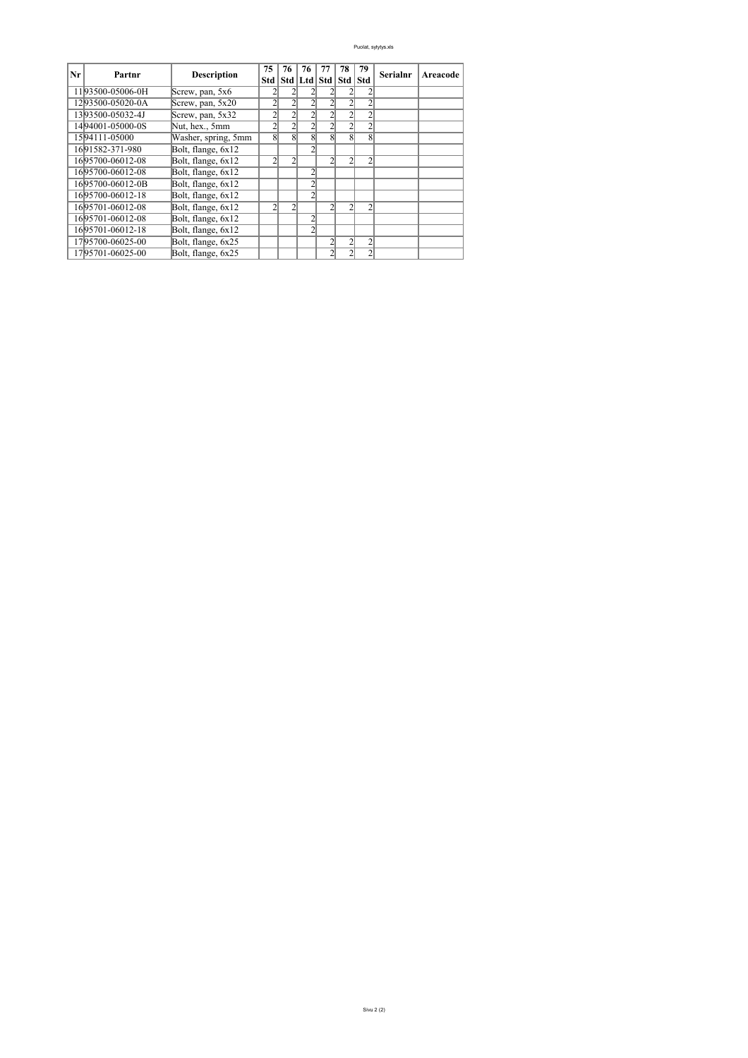| Nr | Partnr | Description | 75 Std | 76 Std | 76 Ltd | 77 Std | 78 Std | 79 Std | Serialnr | Areacode |
|---|---|---|---|---|---|---|---|---|---|---|
| 11 | 93500-05006-0H | Screw, pan, 5x6 | 2 | 2 | 2 | 2 | 2 | 2 | | |
| 12 | 93500-05020-0A | Screw, pan, 5x20 | 2 | 2 | 2 | 2 | 2 | 2 | | |
| 13 | 93500-05032-4J | Screw, pan, 5x32 | 2 | 2 | 2 | 2 | 2 | 2 | | |
| 14 | 94001-05000-0S | Nut, hex., 5mm | 2 | 2 | 2 | 2 | 2 | 2 | | |
| 15 | 94111-05000 | Washer, spring, 5mm | 8 | 8 | 8 | 8 | 8 | 8 | | |
| 16 | 91582-371-980 | Bolt, flange, 6x12 | | | 2 | | | | | |
| 16 | 95700-06012-08 | Bolt, flange, 6x12 | 2 | 2 | | 2 | 2 | 2 | | |
| 16 | 95700-06012-08 | Bolt, flange, 6x12 | | | 2 | | | | | |
| 16 | 95700-06012-0B | Bolt, flange, 6x12 | | | 2 | | | | | |
| 16 | 95700-06012-18 | Bolt, flange, 6x12 | | | 2 | | | | | |
| 16 | 95701-06012-08 | Bolt, flange, 6x12 | 2 | 2 | | 2 | 2 | 2 | | |
| 16 | 95701-06012-08 | Bolt, flange, 6x12 | | | 2 | | | | | |
| 16 | 95701-06012-18 | Bolt, flange, 6x12 | | | 2 | | | | | |
| 17 | 95700-06025-00 | Bolt, flange, 6x25 | | | | 2 | 2 | 2 | | |
| 17 | 95701-06025-00 | Bolt, flange, 6x25 | | | | 2 | 2 | 2 | | |